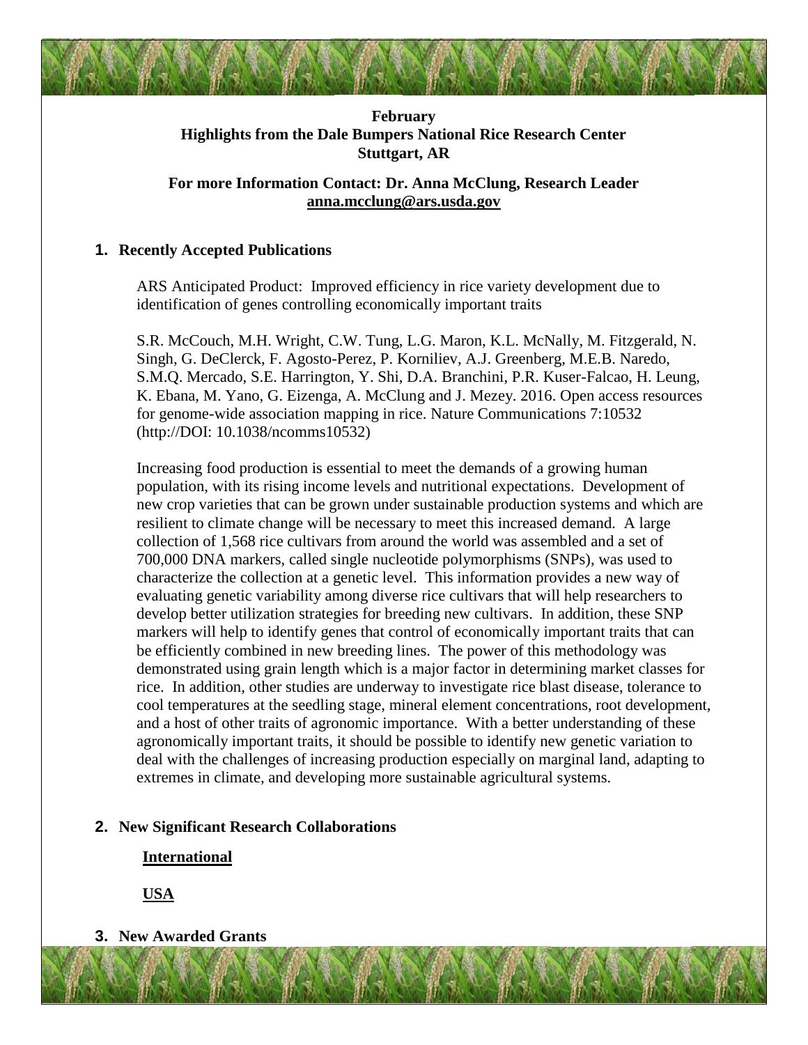**February**
**Highlights from the Dale Bumpers National Rice Research Center**
**Stuttgart, AR**

**For more Information Contact: Dr. Anna McClung, Research Leader**
**anna.mcclung@ars.usda.gov**

## 1. Recently Accepted Publications

ARS Anticipated Product: Improved efficiency in rice variety development due to identification of genes controlling economically important traits

S.R. McCouch, M.H. Wright, C.W. Tung, L.G. Maron, K.L. McNally, M. Fitzgerald, N. Singh, G. DeClerck, F. Agosto-Perez, P. Korniliev, A.J. Greenberg, M.E.B. Naredo, S.M.Q. Mercado, S.E. Harrington, Y. Shi, D.A. Branchini, P.R. Kuser-Falcao, H. Leung, K. Ebana, M. Yano, G. Eizenga, A. McClung and J. Mezey. 2016. Open access resources for genome-wide association mapping in rice. Nature Communications 7:10532 (http://DOI: 10.1038/ncomms10532)

Increasing food production is essential to meet the demands of a growing human population, with its rising income levels and nutritional expectations. Development of new crop varieties that can be grown under sustainable production systems and which are resilient to climate change will be necessary to meet this increased demand. A large collection of 1,568 rice cultivars from around the world was assembled and a set of 700,000 DNA markers, called single nucleotide polymorphisms (SNPs), was used to characterize the collection at a genetic level. This information provides a new way of evaluating genetic variability among diverse rice cultivars that will help researchers to develop better utilization strategies for breeding new cultivars. In addition, these SNP markers will help to identify genes that control of economically important traits that can be efficiently combined in new breeding lines. The power of this methodology was demonstrated using grain length which is a major factor in determining market classes for rice. In addition, other studies are underway to investigate rice blast disease, tolerance to cool temperatures at the seedling stage, mineral element concentrations, root development, and a host of other traits of agronomic importance. With a better understanding of these agronomically important traits, it should be possible to identify new genetic variation to deal with the challenges of increasing production especially on marginal land, adapting to extremes in climate, and developing more sustainable agricultural systems.

## 2. New Significant Research Collaborations

**International**

**USA**

## 3. New Awarded Grants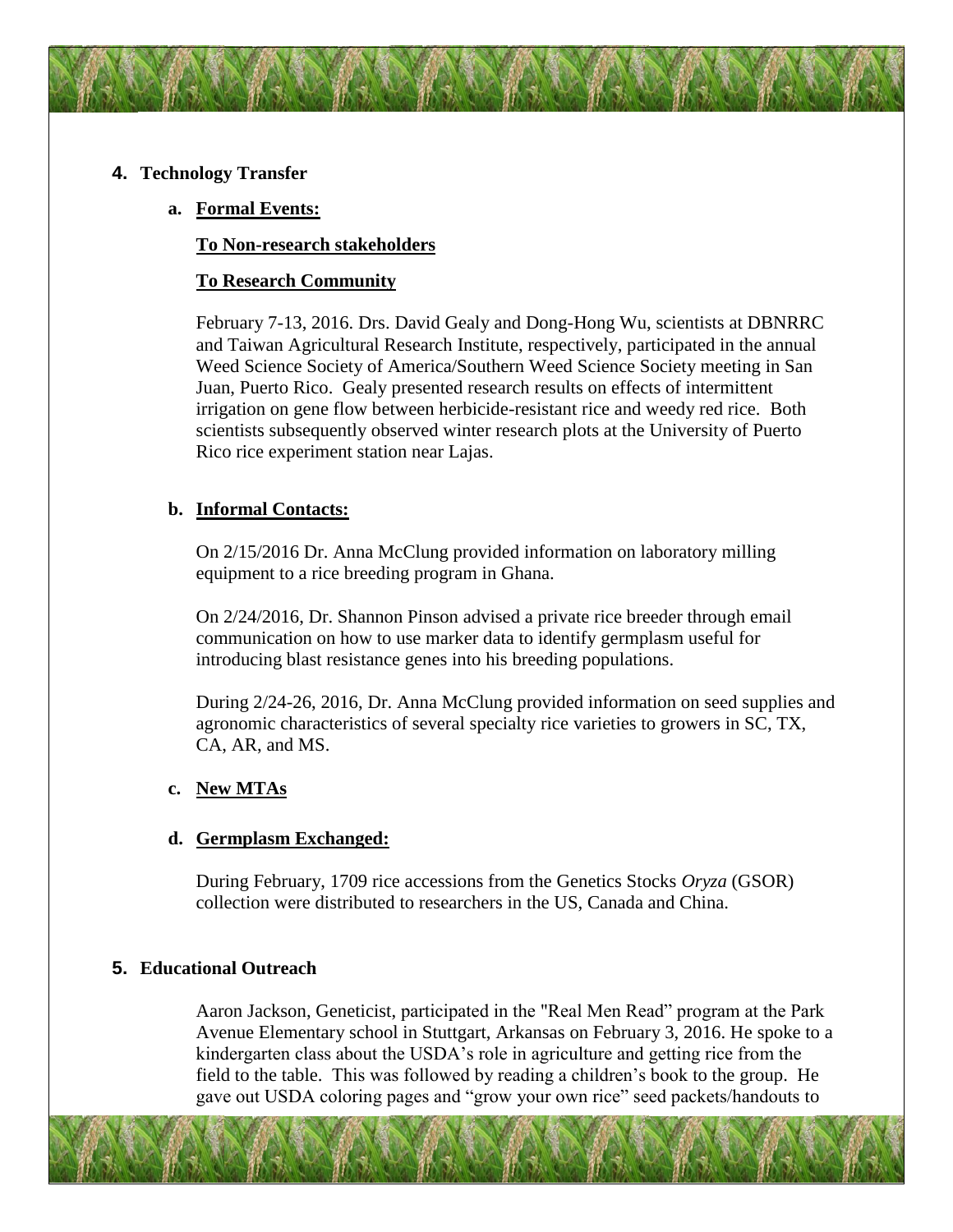## 4. Technology Transfer

### a. Formal Events:

**To Non-research stakeholders**

**To Research Community**

February 7-13, 2016. Drs. David Gealy and Dong-Hong Wu, scientists at DBNRRC and Taiwan Agricultural Research Institute, respectively, participated in the annual Weed Science Society of America/Southern Weed Science Society meeting in San Juan, Puerto Rico. Gealy presented research results on effects of intermittent irrigation on gene flow between herbicide-resistant rice and weedy red rice. Both scientists subsequently observed winter research plots at the University of Puerto Rico rice experiment station near Lajas.

### b. Informal Contacts:

On 2/15/2016 Dr. Anna McClung provided information on laboratory milling equipment to a rice breeding program in Ghana.

On 2/24/2016, Dr. Shannon Pinson advised a private rice breeder through email communication on how to use marker data to identify germplasm useful for introducing blast resistance genes into his breeding populations.

During 2/24-26, 2016, Dr. Anna McClung provided information on seed supplies and agronomic characteristics of several specialty rice varieties to growers in SC, TX, CA, AR, and MS.

### c. New MTAs

### d. Germplasm Exchanged:

During February, 1709 rice accessions from the Genetics Stocks *Oryza* (GSOR) collection were distributed to researchers in the US, Canada and China.

## 5. Educational Outreach

Aaron Jackson, Geneticist, participated in the "Real Men Read" program at the Park Avenue Elementary school in Stuttgart, Arkansas on February 3, 2016. He spoke to a kindergarten class about the USDA's role in agriculture and getting rice from the field to the table. This was followed by reading a children's book to the group. He gave out USDA coloring pages and "grow your own rice" seed packets/handouts to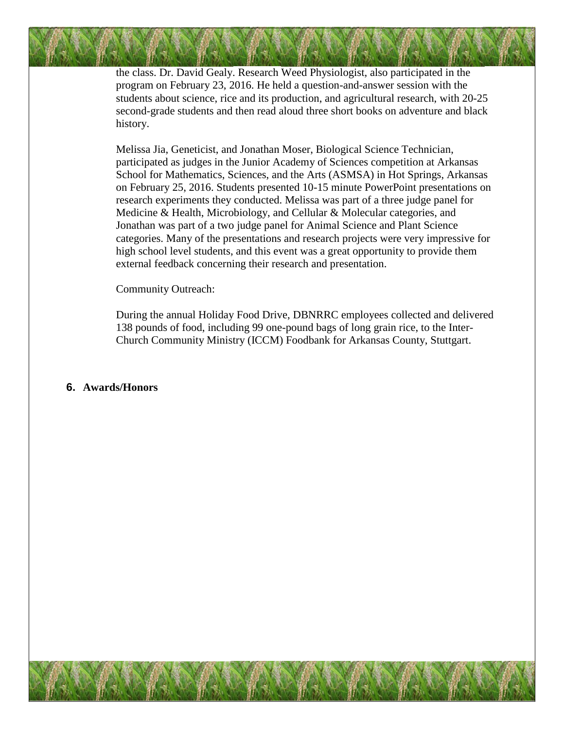the class. Dr. David Gealy. Research Weed Physiologist, also participated in the program on February 23, 2016. He held a question-and-answer session with the students about science, rice and its production, and agricultural research, with 20-25 second-grade students and then read aloud three short books on adventure and black history.

Melissa Jia, Geneticist, and Jonathan Moser, Biological Science Technician, participated as judges in the Junior Academy of Sciences competition at Arkansas School for Mathematics, Sciences, and the Arts (ASMSA) in Hot Springs, Arkansas on February 25, 2016. Students presented 10-15 minute PowerPoint presentations on research experiments they conducted. Melissa was part of a three judge panel for Medicine & Health, Microbiology, and Cellular & Molecular categories, and Jonathan was part of a two judge panel for Animal Science and Plant Science categories. Many of the presentations and research projects were very impressive for high school level students, and this event was a great opportunity to provide them external feedback concerning their research and presentation.

Community Outreach:

During the annual Holiday Food Drive, DBNRRC employees collected and delivered 138 pounds of food, including 99 one-pound bags of long grain rice, to the Inter-Church Community Ministry (ICCM) Foodbank for Arkansas County, Stuttgart.

## 6. Awards/Honors